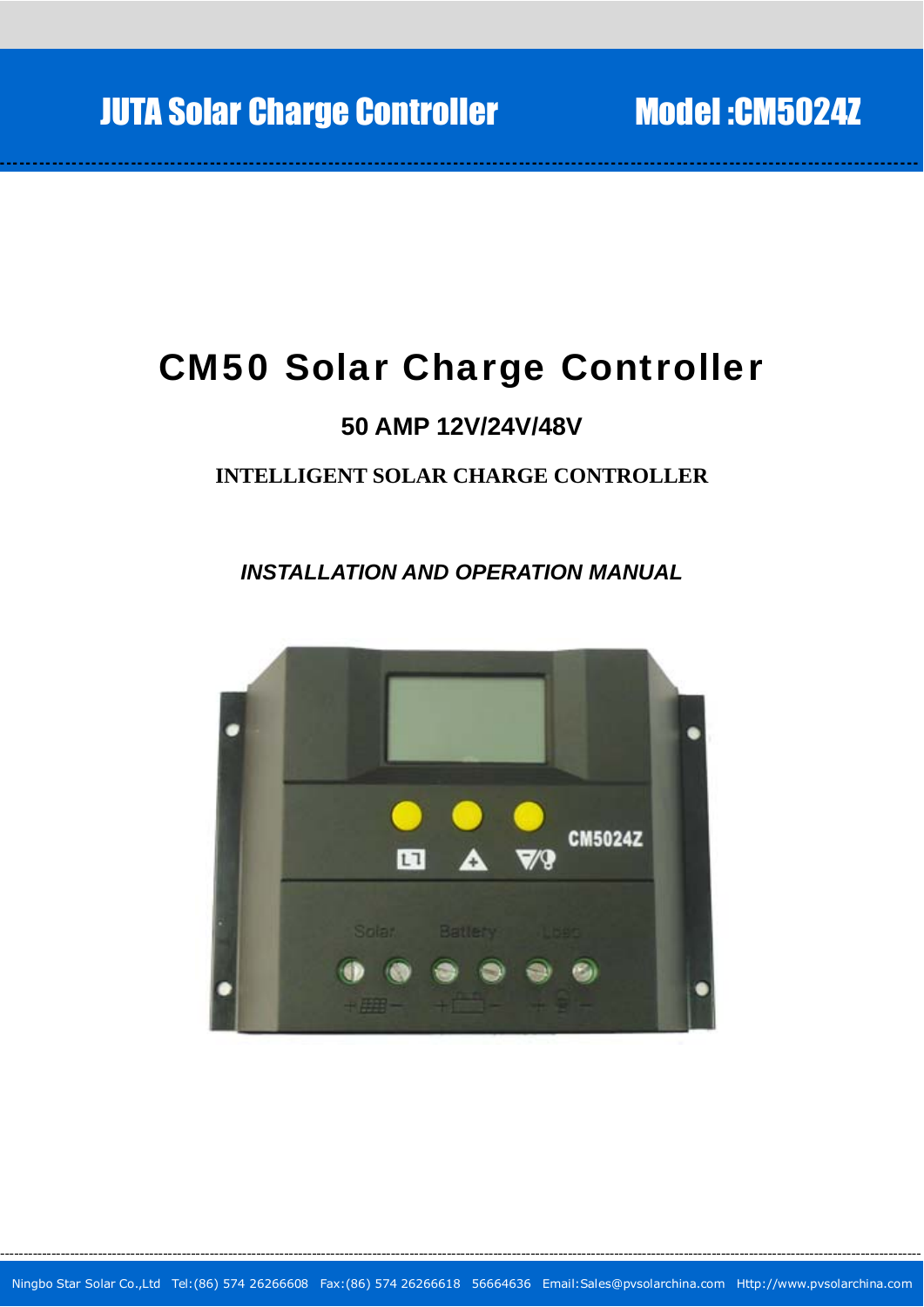# CM50 Solar Charge Controller

## 50 AMP 12V/24V/48V

### INTELLIGENT SOLAR CHARGE CONTROLLER

***INSTALLATION AND OPERATION MANUAL***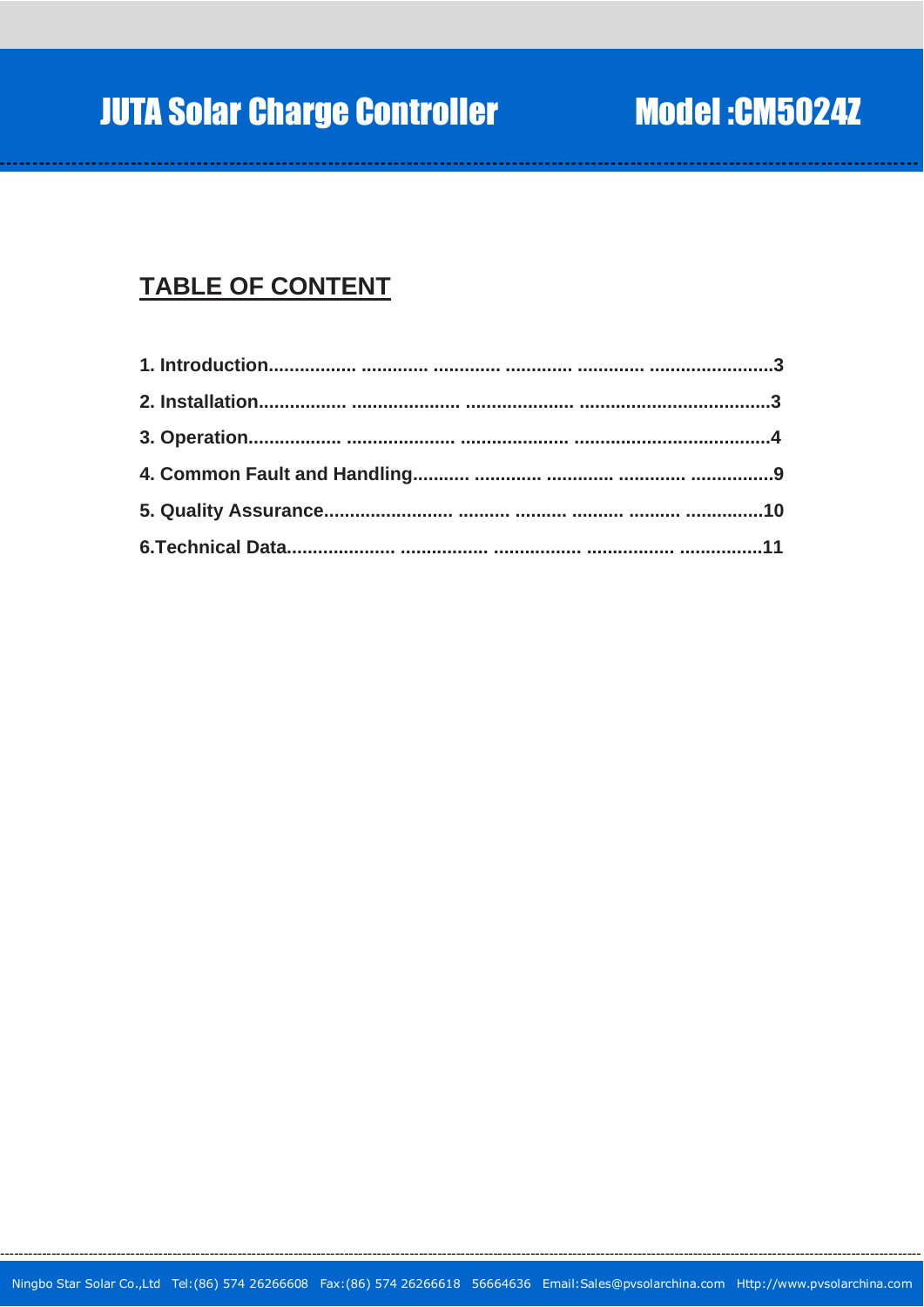## TABLE OF CONTENT

**1. Introduction................ ............ ............ ............ ............ .......................3**

**2. Installation................ .................... .................... ...................................3**

**3. Operation................. .................... .................... ....................................4**

**4. Common Fault and Handling........... ............ ............ ............ ................9**

**5. Quality Assurance........................ .......... .......... .......... .......... ..............10**

**6.Technical Data..................... ................. ................. ................. ................11**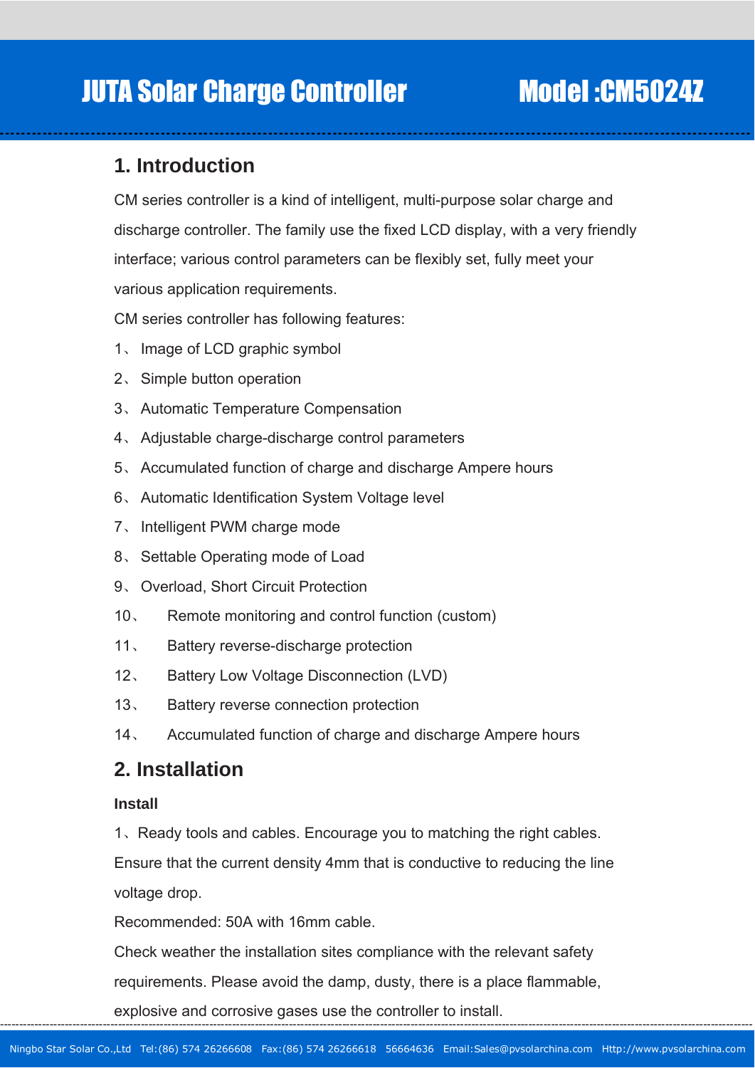# JUTA Solar Charge Controller Model :CM5024Z

## 1. Introduction

CM series controller is a kind of intelligent, multi-purpose solar charge and discharge controller. The family use the fixed LCD display, with a very friendly interface; various control parameters can be flexibly set, fully meet your various application requirements.

CM series controller has following features:

1、 Image of LCD graphic symbol

2、 Simple button operation

3、 Automatic Temperature Compensation

4、 Adjustable charge-discharge control parameters

5、 Accumulated function of charge and discharge Ampere hours

6、 Automatic Identification System Voltage level

7、 Intelligent PWM charge mode

8、 Settable Operating mode of Load

9、 Overload, Short Circuit Protection

10、 Remote monitoring and control function (custom)

11、 Battery reverse-discharge protection

12、 Battery Low Voltage Disconnection (LVD)

13、 Battery reverse connection protection

14、 Accumulated function of charge and discharge Ampere hours

## 2. Installation

**Install**

1、Ready tools and cables. Encourage you to matching the right cables. Ensure that the current density 4mm that is conductive to reducing the line voltage drop.

Recommended: 50A with 16mm cable.

Check weather the installation sites compliance with the relevant safety requirements. Please avoid the damp, dusty, there is a place flammable, explosive and corrosive gases use the controller to install.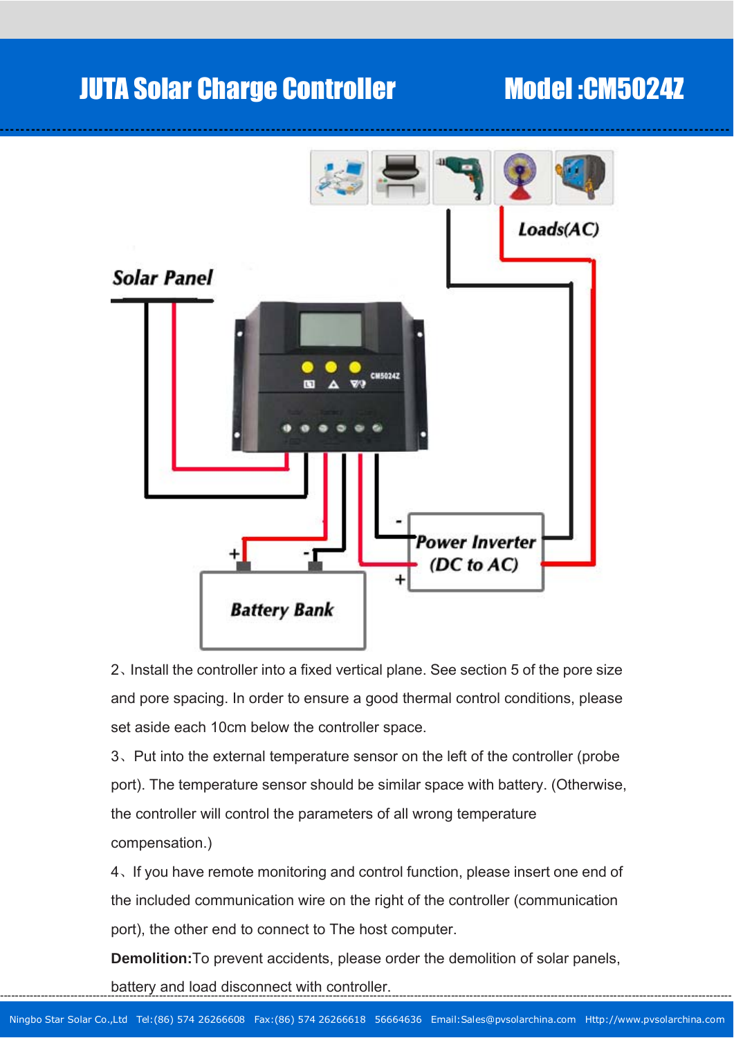# JUTA Solar Charge Controller Model :CM5024Z

Solar Panel

Loads(AC)

Power Inverter (DC to AC)

Battery Bank

2、Install the controller into a fixed vertical plane. See section 5 of the pore size and pore spacing. In order to ensure a good thermal control conditions, please set aside each 10cm below the controller space.

3、Put into the external temperature sensor on the left of the controller (probe port). The temperature sensor should be similar space with battery. (Otherwise, the controller will control the parameters of all wrong temperature compensation.)

4、If you have remote monitoring and control function, please insert one end of the included communication wire on the right of the controller (communication port), the other end to connect to The host computer.

**Demolition:**To prevent accidents, please order the demolition of solar panels, battery and load disconnect with controller.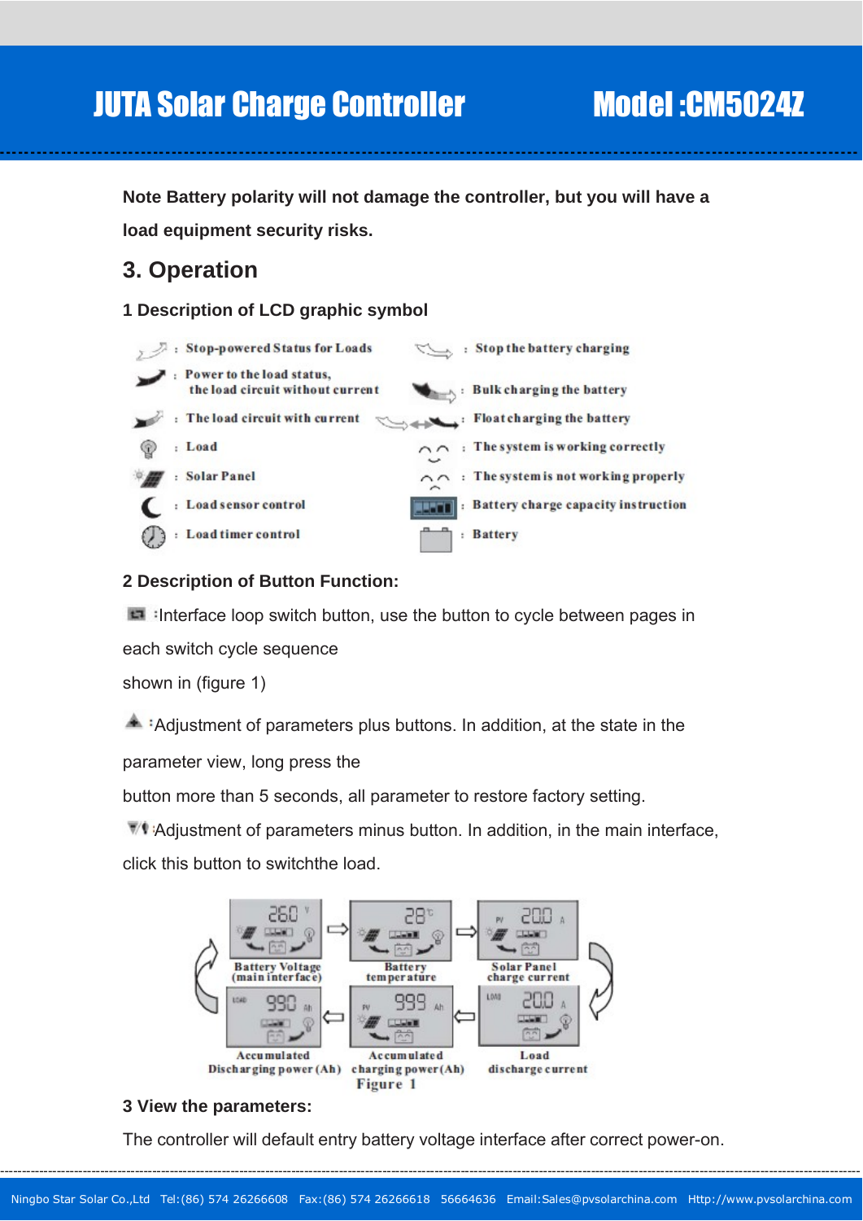Note Battery polarity will not damage the controller, but you will have a load equipment security risks.

## 3. Operation

### 1 Description of LCD graphic symbol

| Symbol | Description | Symbol | Description |
|---|---|---|---|
| | Stop-powered Status for Loads | | Stop the battery charging |
| | Power to the load status, the load circuit without current | | Bulk charging the battery |
| | The load circuit with current | | Float charging the battery |
| | Load | | The system is working correctly |
| | Solar Panel | | The system is not working properly |
| | Load sensor control | | Battery charge capacity instruction |
| | Load timer control | | Battery |

### 2 Description of Button Function:

:Interface loop switch button, use the button to cycle between pages in each switch cycle sequence shown in (figure 1)

:Adjustment of parameters plus buttons. In addition, at the state in the parameter view, long press the button more than 5 seconds, all parameter to restore factory setting.

:Adjustment of parameters minus button. In addition, in the main interface, click this button to switchthe load.

Battery Voltage (main interface) → Battery temperature → Solar Panel charge current → Load discharge current → Accumulated charging power (Ah) → Accumulated Discharging power (Ah)

Figure 1

### 3 View the parameters:

The controller will default entry battery voltage interface after correct power-on.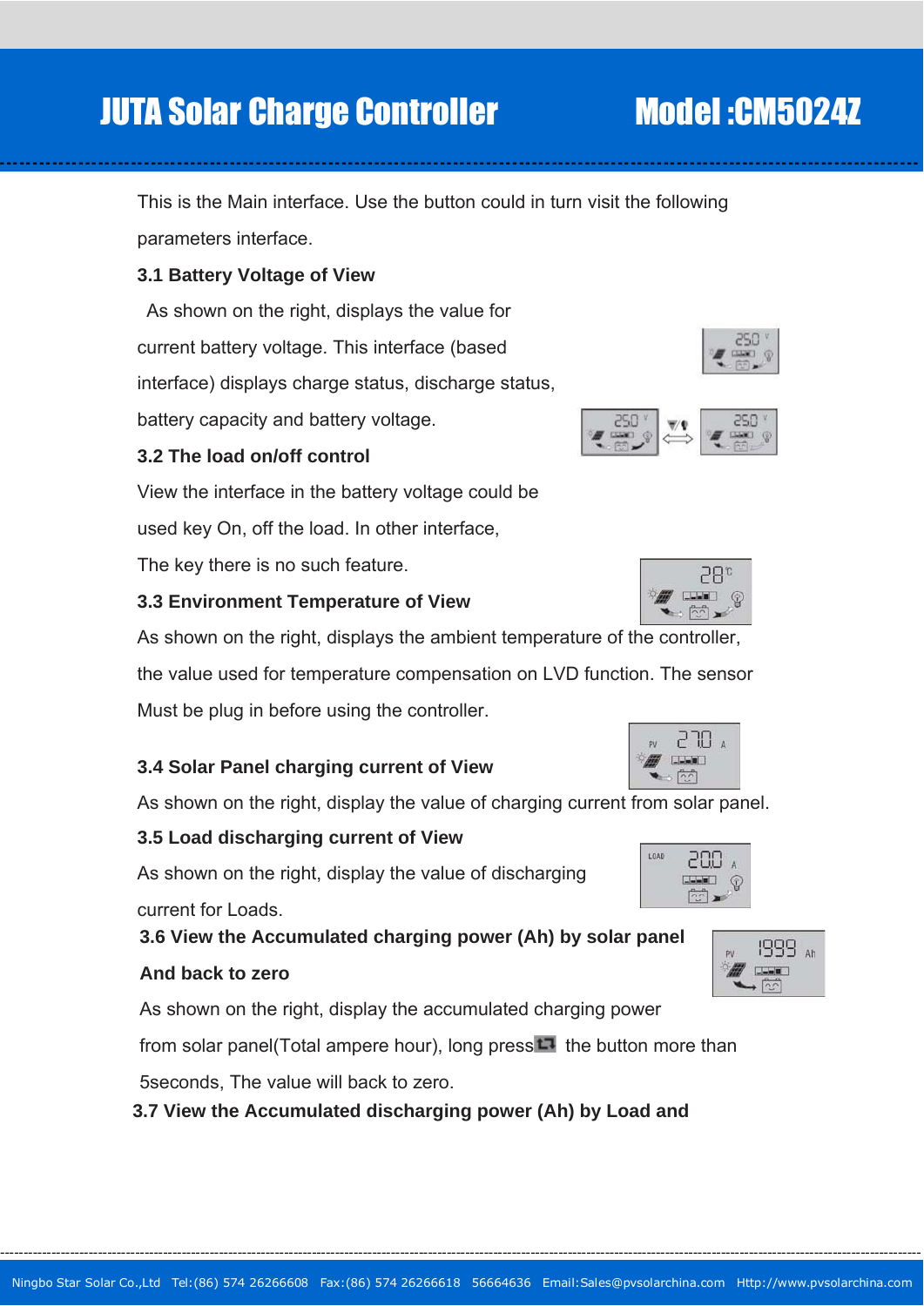This is the Main interface. Use the button could in turn visit the following parameters interface.

**3.1 Battery Voltage of View**

As shown on the right, displays the value for current battery voltage. This interface (based interface) displays charge status, discharge status, battery capacity and battery voltage.

**3.2 The load on/off control**

View the interface in the battery voltage could be used key On, off the load. In other interface, The key there is no such feature.

**3.3 Environment Temperature of View**

As shown on the right, displays the ambient temperature of the controller, the value used for temperature compensation on LVD function. The sensor Must be plug in before using the controller.

**3.4 Solar Panel charging current of View**

As shown on the right, display the value of charging current from solar panel.

**3.5 Load discharging current of View**

As shown on the right, display the value of discharging current for Loads.

**3.6 View the Accumulated charging power (Ah) by solar panel And back to zero**

As shown on the right, display the accumulated charging power from solar panel(Total ampere hour), long press the button more than 5seconds, The value will back to zero.

**3.7 View the Accumulated discharging power (Ah) by Load and**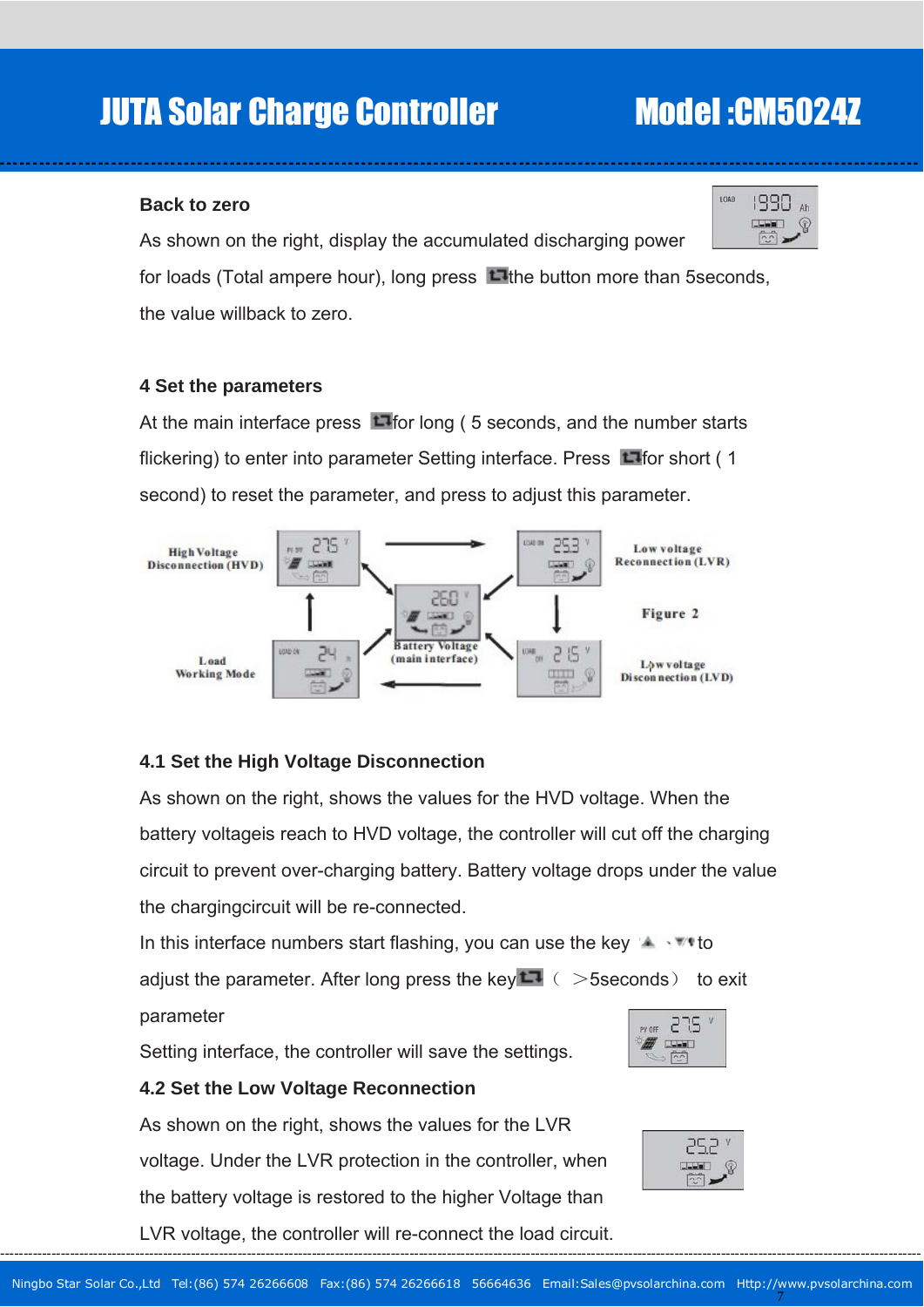### Back to zero

As shown on the right, display the accumulated discharging power for loads (Total ampere hour), long press the button more than 5seconds, the value willback to zero.

### 4 Set the parameters

At the main interface press for long ( 5 seconds, and the number starts flickering) to enter into parameter Setting interface. Press for short ( 1 second) to reset the parameter, and press to adjust this parameter.

High Voltage Disconnection (HVD)

Low voltage Reconnection (LVR)

Battery Voltage (main interface)

Figure 2

Load Working Mode

Low voltage Disconnection (LVD)

### 4.1 Set the High Voltage Disconnection

As shown on the right, shows the values for the HVD voltage. When the battery voltageis reach to HVD voltage, the controller will cut off the charging circuit to prevent over-charging battery. Battery voltage drops under the value the chargingcircuit will be re-connected.

In this interface numbers start flashing, you can use the key ▲、▼ to adjust the parameter. After long press the key （ >5seconds） to exit parameter

Setting interface, the controller will save the settings.

### 4.2 Set the Low Voltage Reconnection

As shown on the right, shows the values for the LVR voltage. Under the LVR protection in the controller, when the battery voltage is restored to the higher Voltage than LVR voltage, the controller will re-connect the load circuit.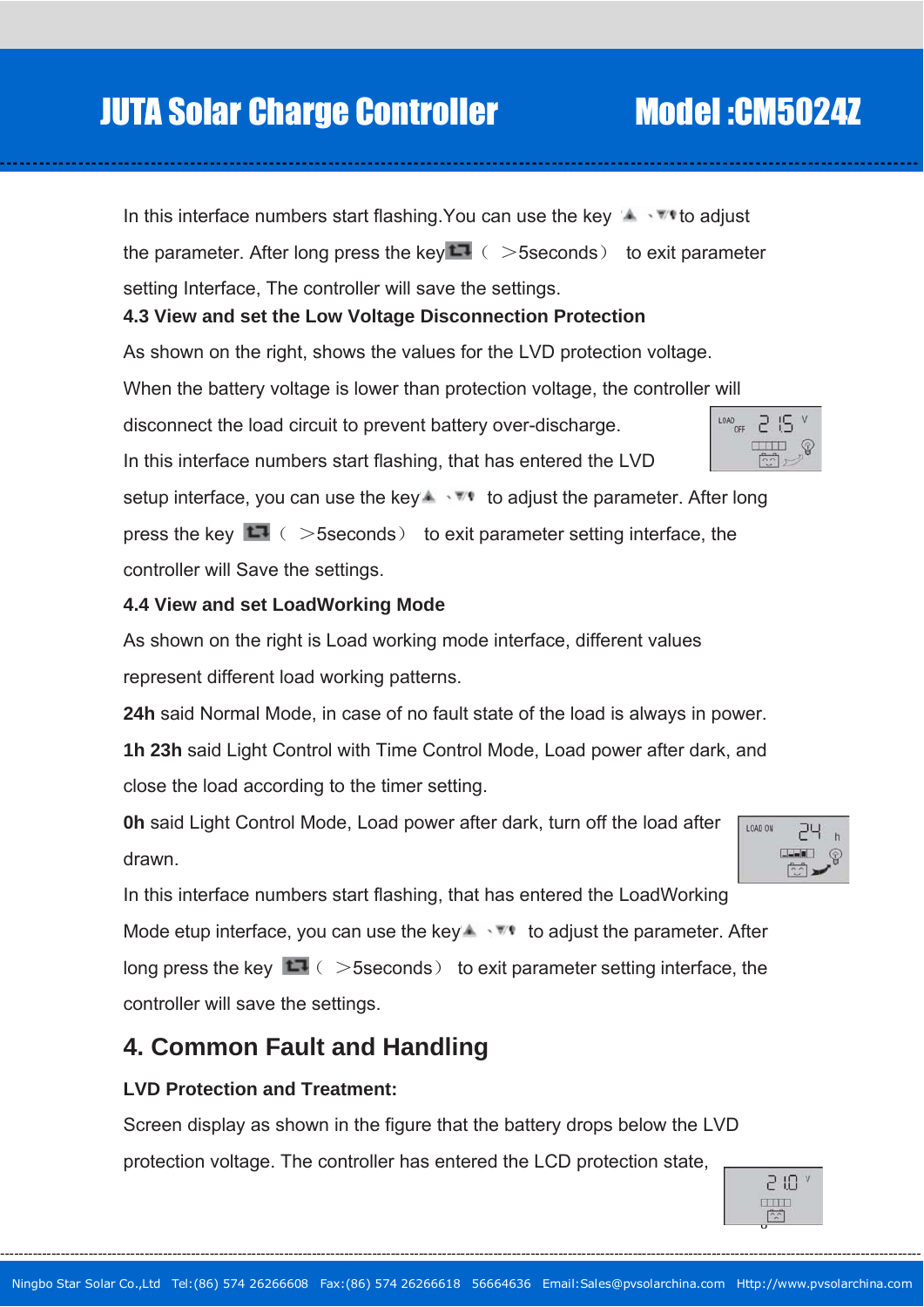In this interface numbers start flashing.You can use the key ▲ 、▼ to adjust the parameter. After long press the key (>5seconds) to exit parameter setting Interface, The controller will save the settings.

**4.3 View and set the Low Voltage Disconnection Protection**

As shown on the right, shows the values for the LVD protection voltage. When the battery voltage is lower than protection voltage, the controller will disconnect the load circuit to prevent battery over-discharge.

In this interface numbers start flashing, that has entered the LVD setup interface, you can use the key ▲ 、▼ to adjust the parameter. After long press the key (>5seconds) to exit parameter setting interface, the controller will Save the settings.

**4.4 View and set LoadWorking Mode**

As shown on the right is Load working mode interface, different values represent different load working patterns.

**24h** said Normal Mode, in case of no fault state of the load is always in power.

**1h 23h** said Light Control with Time Control Mode, Load power after dark, and close the load according to the timer setting.

**0h** said Light Control Mode, Load power after dark, turn off the load after drawn.

In this interface numbers start flashing, that has entered the LoadWorking Mode etup interface, you can use the key ▲ 、▼ to adjust the parameter. After long press the key (>5seconds) to exit parameter setting interface, the controller will save the settings.

## 4. Common Fault and Handling

**LVD Protection and Treatment:**

Screen display as shown in the figure that the battery drops below the LVD protection voltage. The controller has entered the LCD protection state,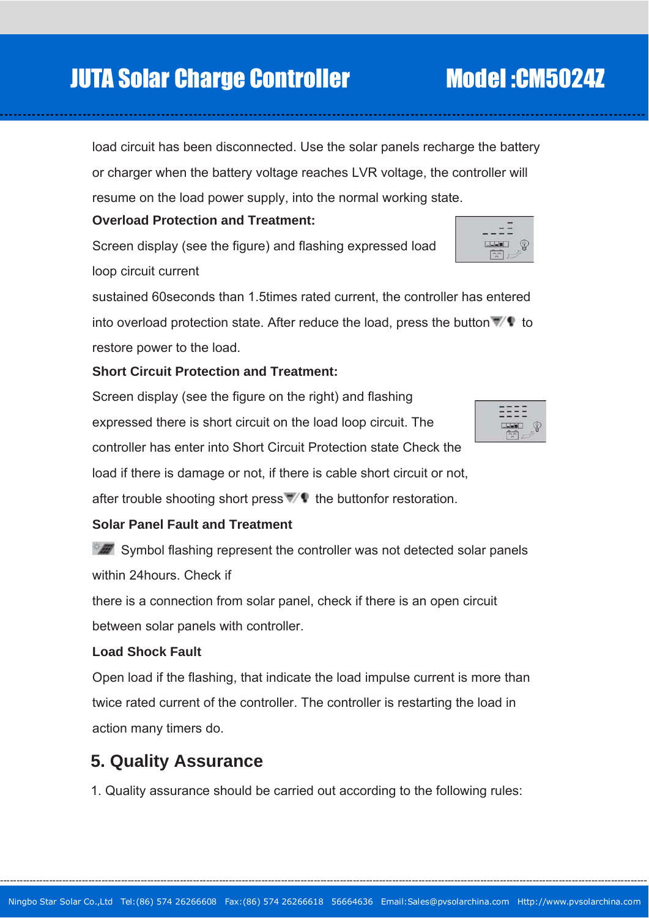load circuit has been disconnected. Use the solar panels recharge the battery or charger when the battery voltage reaches LVR voltage, the controller will resume on the load power supply, into the normal working state.

**Overload Protection and Treatment:**

Screen display (see the figure) and flashing expressed load loop circuit current sustained 60seconds than 1.5times rated current, the controller has entered into overload protection state. After reduce the load, press the button to restore power to the load.

**Short Circuit Protection and Treatment:**

Screen display (see the figure on the right) and flashing expressed there is short circuit on the load loop circuit. The controller has enter into Short Circuit Protection state Check the load if there is damage or not, if there is cable short circuit or not, after trouble shooting short press the buttonfor restoration.

**Solar Panel Fault and Treatment**

Symbol flashing represent the controller was not detected solar panels within 24hours. Check if there is a connection from solar panel, check if there is an open circuit between solar panels with controller.

**Load Shock Fault**

Open load if the flashing, that indicate the load impulse current is more than twice rated current of the controller. The controller is restarting the load in action many timers do.

## 5. Quality Assurance

1. Quality assurance should be carried out according to the following rules: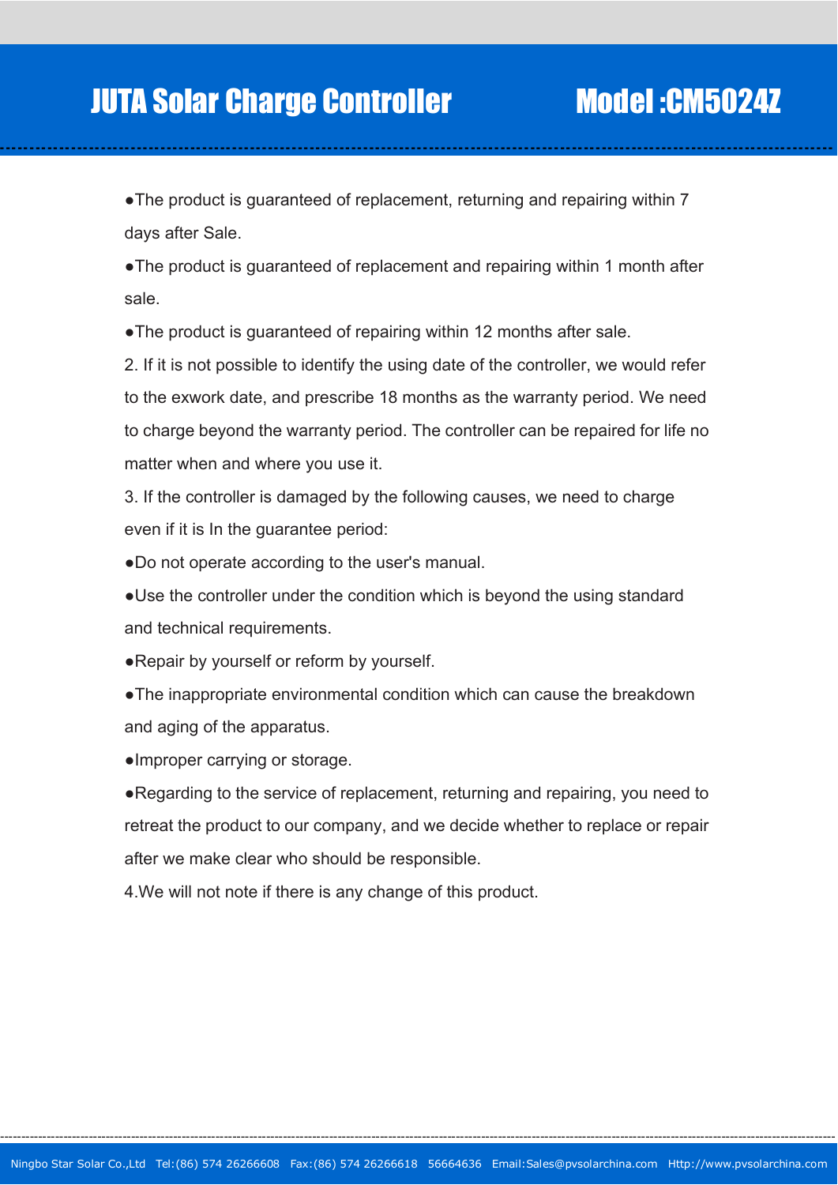●The product is guaranteed of replacement, returning and repairing within 7 days after Sale.

●The product is guaranteed of replacement and repairing within 1 month after sale.

●The product is guaranteed of repairing within 12 months after sale.

2. If it is not possible to identify the using date of the controller, we would refer to the exwork date, and prescribe 18 months as the warranty period. We need to charge beyond the warranty period. The controller can be repaired for life no matter when and where you use it.

3. If the controller is damaged by the following causes, we need to charge even if it is In the guarantee period:

●Do not operate according to the user's manual.

●Use the controller under the condition which is beyond the using standard and technical requirements.

●Repair by yourself or reform by yourself.

●The inappropriate environmental condition which can cause the breakdown and aging of the apparatus.

●Improper carrying or storage.

●Regarding to the service of replacement, returning and repairing, you need to retreat the product to our company, and we decide whether to replace or repair after we make clear who should be responsible.

4.We will not note if there is any change of this product.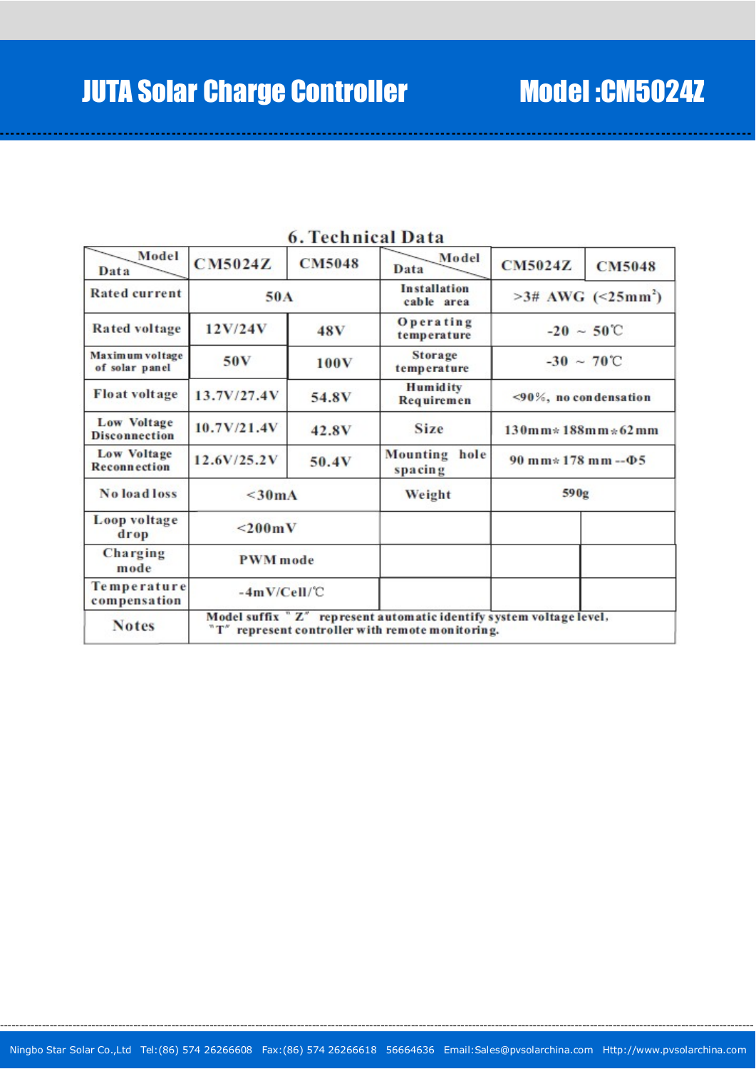## 6. Technical Data

| Model / Data | CM5024Z | CM5048 | Model / Data | CM5024Z | CM5048 |
|---|---|---|---|---|---|
| Rated current | 50A | | Installation cable area | >3# AWG (<25mm$^2$) | |
| Rated voltage | 12V/24V | 48V | Operating temperature | -20 ~ 50℃ | |
| Maximum voltage of solar panel | 50V | 100V | Storage temperature | -30 ~ 70℃ | |
| Float voltage | 13.7V/27.4V | 54.8V | Humidity Requiremen | <90%, no condensation | |
| Low Voltage Disconnection | 10.7V/21.4V | 42.8V | Size | 130mm*188mm*62mm | |
| Low Voltage Reconnection | 12.6V/25.2V | 50.4V | Mounting hole spacing | 90 mm*178 mm --Φ5 | |
| No load loss | <30mA | | Weight | 590g | |
| Loop voltage drop | <200mV | | | | |
| Charging mode | PWM mode | | | | |
| Temperature compensation | -4mV/Cell/℃ | | | | |
| Notes | Model suffix "Z" represent automatic identify system voltage level, "T" represent controller with remote monitoring. | | | | |